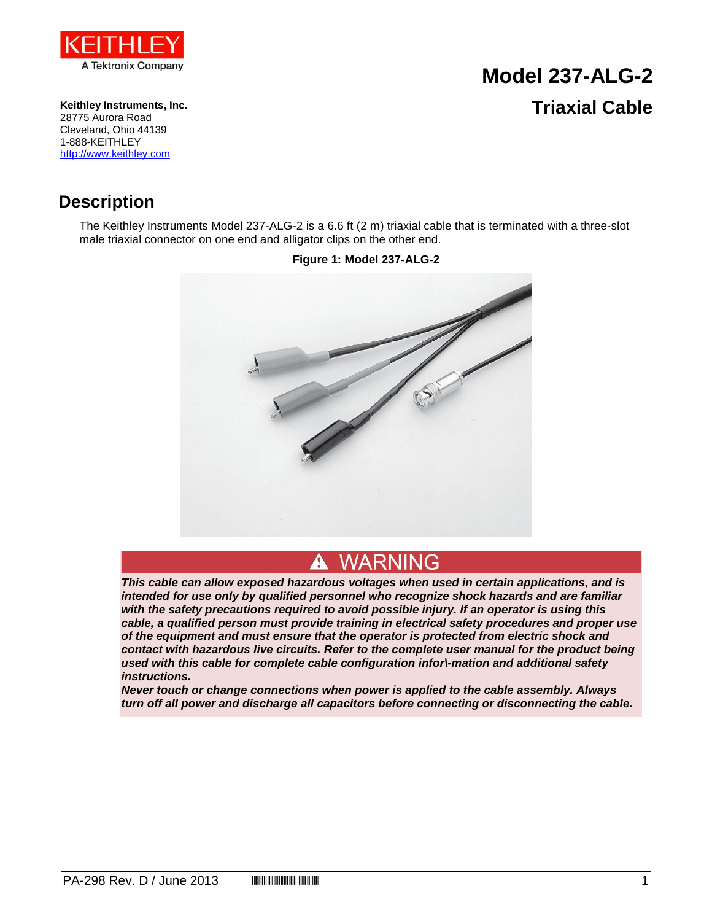# Model 237-ALG-2

## Triaxial Cable

**Keithley Instruments, Inc.**
28775 Aurora Road
Cleveland, Ohio 44139
1-888-KEITHLEY
http://www.keithley.com

## Description

The Keithley Instruments Model 237-ALG-2 is a 6.6 ft (2 m) triaxial cable that is terminated with a three-slot male triaxial connector on one end and alligator clips on the other end.

**Figure 1: Model 237-ALG-2**

> **⚠ WARNING**
>
> ***This cable can allow exposed hazardous voltages when used in certain applications, and is intended for use only by qualified personnel who recognize shock hazards and are familiar with the safety precautions required to avoid possible injury. If an operator is using this cable, a qualified person must provide training in electrical safety procedures and proper use of the equipment and must ensure that the operator is protected from electric shock and contact with hazardous live circuits. Refer to the complete user manual for the product being used with this cable for complete cable configuration infor\-mation and additional safety instructions.***
>
> ***Never touch or change connections when power is applied to the cable assembly. Always turn off all power and discharge all capacitors before connecting or disconnecting the cable.***

PA-298 Rev. D / June 2013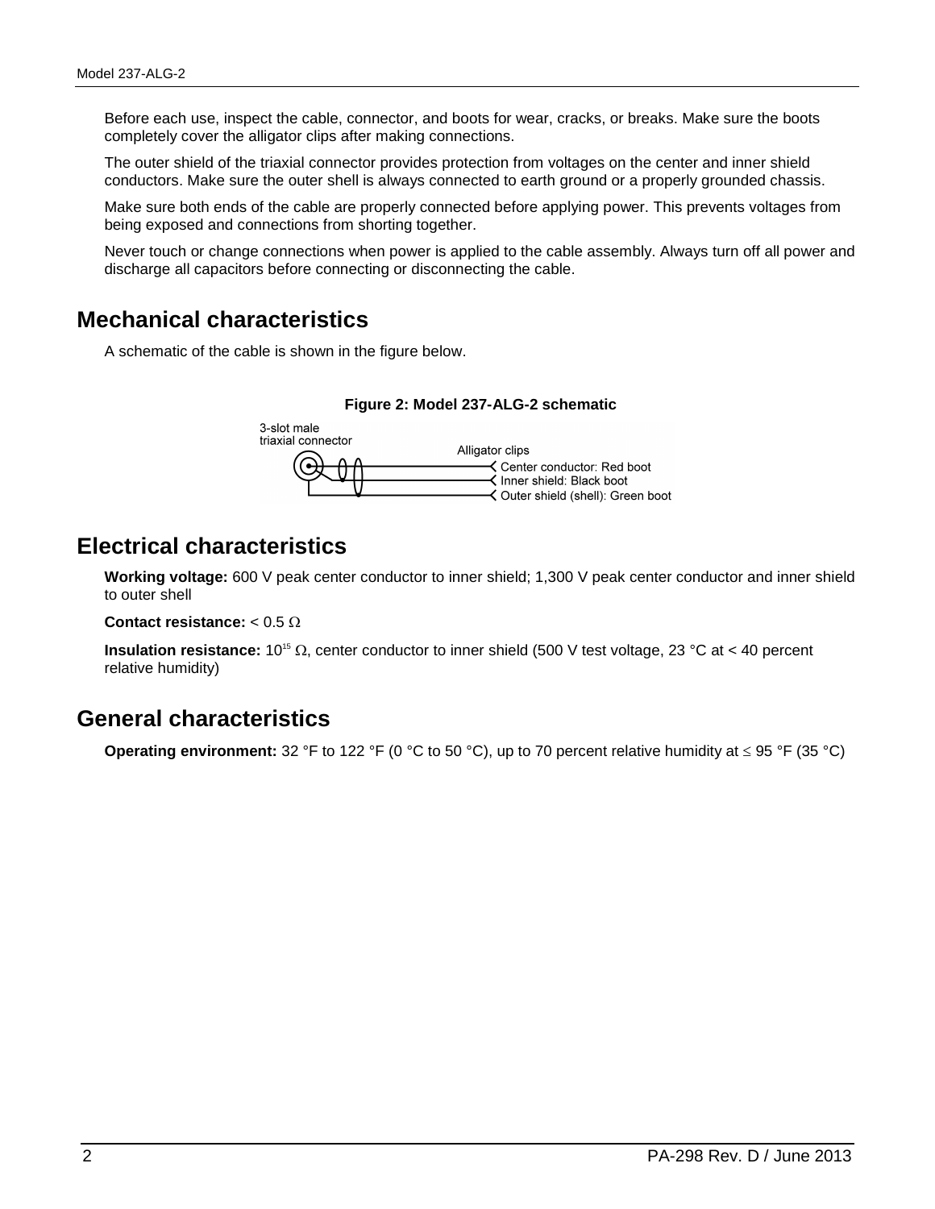Before each use, inspect the cable, connector, and boots for wear, cracks, or breaks. Make sure the boots completely cover the alligator clips after making connections.

The outer shield of the triaxial connector provides protection from voltages on the center and inner shield conductors. Make sure the outer shell is always connected to earth ground or a properly grounded chassis.

Make sure both ends of the cable are properly connected before applying power. This prevents voltages from being exposed and connections from shorting together.

Never touch or change connections when power is applied to the cable assembly. Always turn off all power and discharge all capacitors before connecting or disconnecting the cable.

## Mechanical characteristics

A schematic of the cable is shown in the figure below.

**Figure 2: Model 237-ALG-2 schematic**

3-slot male triaxial connector

Alligator clips

Center conductor: Red boot

Inner shield: Black boot

Outer shield (shell): Green boot

## Electrical characteristics

**Working voltage:** 600 V peak center conductor to inner shield; 1,300 V peak center conductor and inner shield to outer shell

**Contact resistance:** < 0.5 Ω

**Insulation resistance:** $10^{15}$ Ω, center conductor to inner shield (500 V test voltage, 23 °C at < 40 percent relative humidity)

## General characteristics

**Operating environment:** 32 °F to 122 °F (0 °C to 50 °C), up to 70 percent relative humidity at ≤ 95 °F (35 °C)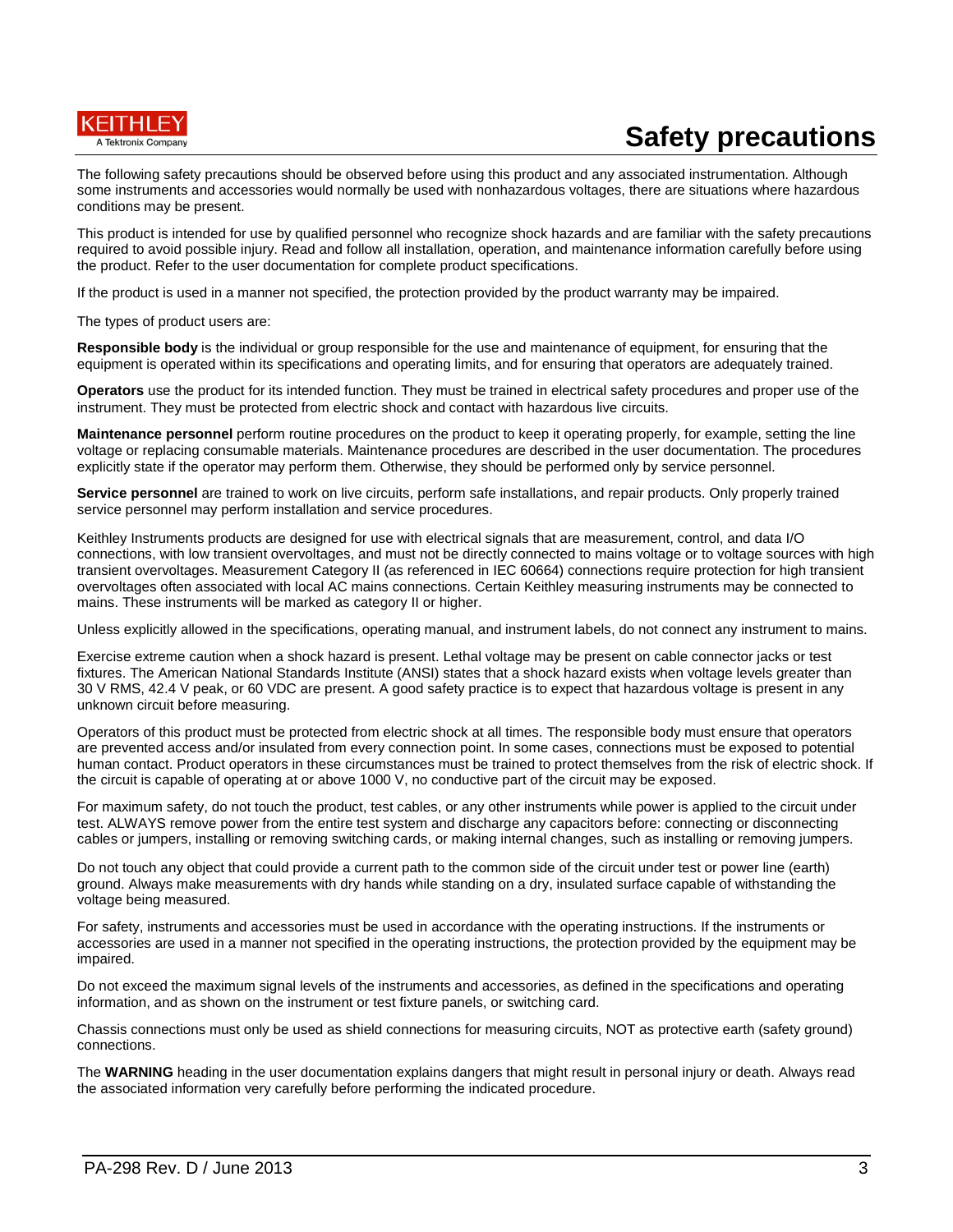# Safety precautions

The following safety precautions should be observed before using this product and any associated instrumentation. Although some instruments and accessories would normally be used with nonhazardous voltages, there are situations where hazardous conditions may be present.

This product is intended for use by qualified personnel who recognize shock hazards and are familiar with the safety precautions required to avoid possible injury. Read and follow all installation, operation, and maintenance information carefully before using the product. Refer to the user documentation for complete product specifications.

If the product is used in a manner not specified, the protection provided by the product warranty may be impaired.

The types of product users are:

**Responsible body** is the individual or group responsible for the use and maintenance of equipment, for ensuring that the equipment is operated within its specifications and operating limits, and for ensuring that operators are adequately trained.

**Operators** use the product for its intended function. They must be trained in electrical safety procedures and proper use of the instrument. They must be protected from electric shock and contact with hazardous live circuits.

**Maintenance personnel** perform routine procedures on the product to keep it operating properly, for example, setting the line voltage or replacing consumable materials. Maintenance procedures are described in the user documentation. The procedures explicitly state if the operator may perform them. Otherwise, they should be performed only by service personnel.

**Service personnel** are trained to work on live circuits, perform safe installations, and repair products. Only properly trained service personnel may perform installation and service procedures.

Keithley Instruments products are designed for use with electrical signals that are measurement, control, and data I/O connections, with low transient overvoltages, and must not be directly connected to mains voltage or to voltage sources with high transient overvoltages. Measurement Category II (as referenced in IEC 60664) connections require protection for high transient overvoltages often associated with local AC mains connections. Certain Keithley measuring instruments may be connected to mains. These instruments will be marked as category II or higher.

Unless explicitly allowed in the specifications, operating manual, and instrument labels, do not connect any instrument to mains.

Exercise extreme caution when a shock hazard is present. Lethal voltage may be present on cable connector jacks or test fixtures. The American National Standards Institute (ANSI) states that a shock hazard exists when voltage levels greater than 30 V RMS, 42.4 V peak, or 60 VDC are present. A good safety practice is to expect that hazardous voltage is present in any unknown circuit before measuring.

Operators of this product must be protected from electric shock at all times. The responsible body must ensure that operators are prevented access and/or insulated from every connection point. In some cases, connections must be exposed to potential human contact. Product operators in these circumstances must be trained to protect themselves from the risk of electric shock. If the circuit is capable of operating at or above 1000 V, no conductive part of the circuit may be exposed.

For maximum safety, do not touch the product, test cables, or any other instruments while power is applied to the circuit under test. ALWAYS remove power from the entire test system and discharge any capacitors before: connecting or disconnecting cables or jumpers, installing or removing switching cards, or making internal changes, such as installing or removing jumpers.

Do not touch any object that could provide a current path to the common side of the circuit under test or power line (earth) ground. Always make measurements with dry hands while standing on a dry, insulated surface capable of withstanding the voltage being measured.

For safety, instruments and accessories must be used in accordance with the operating instructions. If the instruments or accessories are used in a manner not specified in the operating instructions, the protection provided by the equipment may be impaired.

Do not exceed the maximum signal levels of the instruments and accessories, as defined in the specifications and operating information, and as shown on the instrument or test fixture panels, or switching card.

Chassis connections must only be used as shield connections for measuring circuits, NOT as protective earth (safety ground) connections.

The **WARNING** heading in the user documentation explains dangers that might result in personal injury or death. Always read the associated information very carefully before performing the indicated procedure.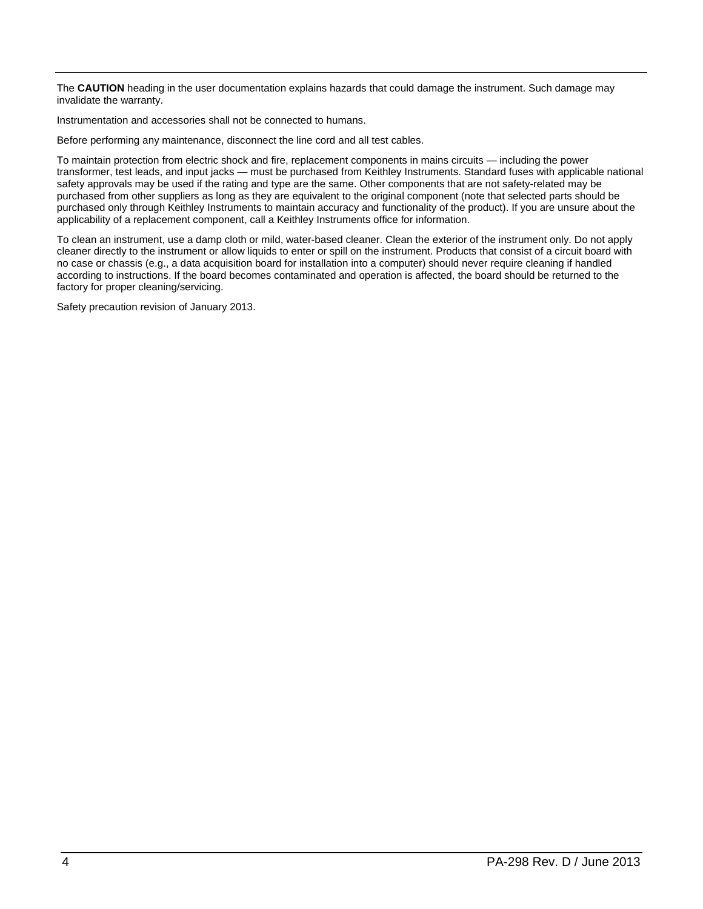The **CAUTION** heading in the user documentation explains hazards that could damage the instrument. Such damage may invalidate the warranty.

Instrumentation and accessories shall not be connected to humans.

Before performing any maintenance, disconnect the line cord and all test cables.

To maintain protection from electric shock and fire, replacement components in mains circuits — including the power transformer, test leads, and input jacks — must be purchased from Keithley Instruments. Standard fuses with applicable national safety approvals may be used if the rating and type are the same. Other components that are not safety-related may be purchased from other suppliers as long as they are equivalent to the original component (note that selected parts should be purchased only through Keithley Instruments to maintain accuracy and functionality of the product). If you are unsure about the applicability of a replacement component, call a Keithley Instruments office for information.

To clean an instrument, use a damp cloth or mild, water-based cleaner. Clean the exterior of the instrument only. Do not apply cleaner directly to the instrument or allow liquids to enter or spill on the instrument. Products that consist of a circuit board with no case or chassis (e.g., a data acquisition board for installation into a computer) should never require cleaning if handled according to instructions. If the board becomes contaminated and operation is affected, the board should be returned to the factory for proper cleaning/servicing.

Safety precaution revision of January 2013.